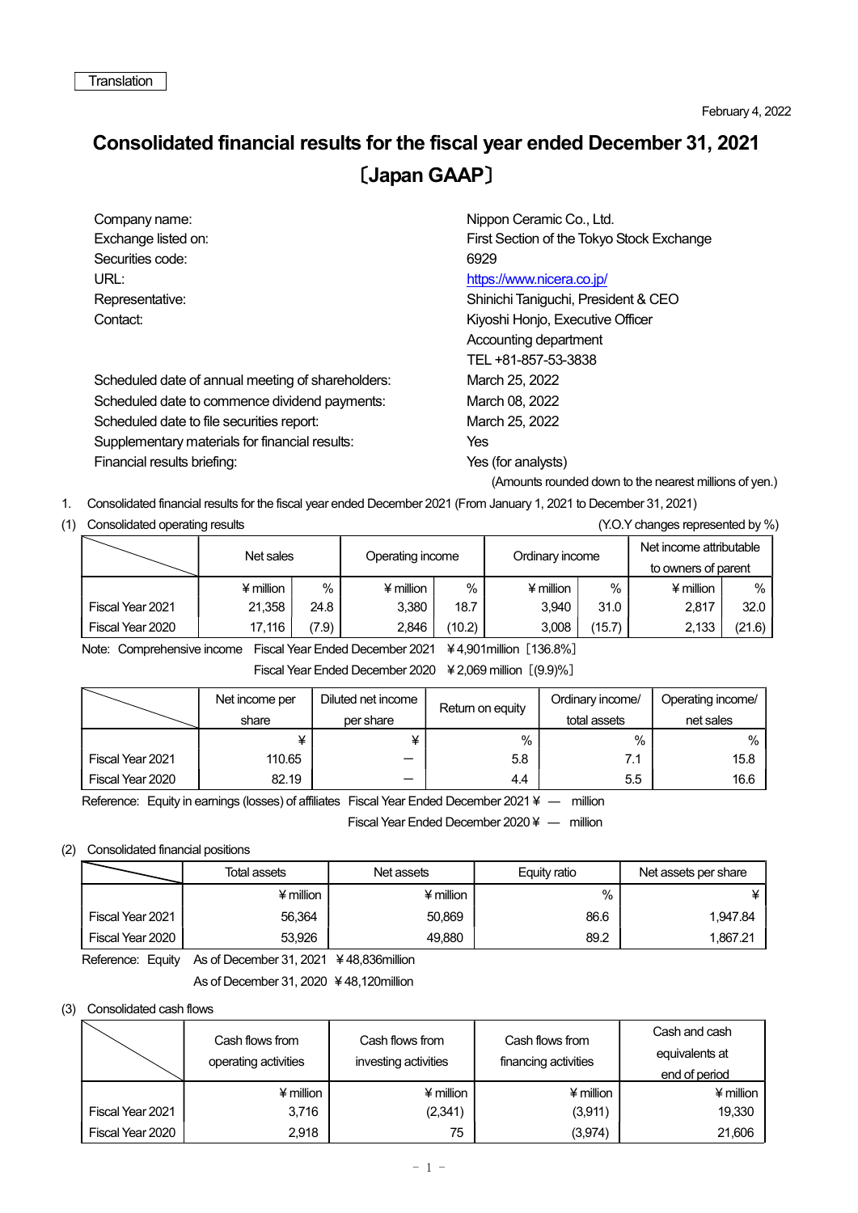Translation

February 4, 2022

# Consolidated financial results for the fiscal year ended December 31, 2021 〔Japan GAAP〕

| | |
|---|---|
| Company name: | Nippon Ceramic Co., Ltd. |
| Exchange listed on: | First Section of the Tokyo Stock Exchange |
| Securities code: | 6929 |
| URL: | https://www.nicera.co.jp/ |
| Representative: | Shinichi Taniguchi, President & CEO |
| Contact: | Kiyoshi Honjo, Executive Officer<br>Accounting department<br>TEL +81-857-53-3838 |
| Scheduled date of annual meeting of shareholders: | March 25, 2022 |
| Scheduled date to commence dividend payments: | March 08, 2022 |
| Scheduled date to file securities report: | March 25, 2022 |
| Supplementary materials for financial results: | Yes |
| Financial results briefing: | Yes (for analysts) |

(Amounts rounded down to the nearest millions of yen.)

1. Consolidated financial results for the fiscal year ended December 2021 (From January 1, 2021 to December 31, 2021)

(1) Consolidated operating results (Y.O.Y changes represented by %)

| | Net sales | | Operating income | | Ordinary income | | Net income attributable to owners of parent | |
|---|---|---|---|---|---|---|---|---|
| | ¥ million | % | ¥ million | % | ¥ million | % | ¥ million | % |
| Fiscal Year 2021 | 21,358 | 24.8 | 3,380 | 18.7 | 3,940 | 31.0 | 2,817 | 32.0 |
| Fiscal Year 2020 | 17,116 | (7.9) | 2,846 | (10.2) | 3,008 | (15.7) | 2,133 | (21.6) |

Note: Comprehensive income Fiscal Year Ended December 2021 ¥4,901million［136.8%］
Fiscal Year Ended December 2020 ¥2,069 million［(9.9)%］

| | Net income per share | Diluted net income per share | Return on equity | Ordinary income/ total assets | Operating income/ net sales |
|---|---|---|---|---|---|
| | ¥ | ¥ | % | % | % |
| Fiscal Year 2021 | 110.65 | ― | 5.8 | 7.1 | 15.8 |
| Fiscal Year 2020 | 82.19 | ― | 4.4 | 5.5 | 16.6 |

Reference: Equity in earnings (losses) of affiliates Fiscal Year Ended December 2021 ¥ ― million
Fiscal Year Ended December 2020 ¥ ― million

(2) Consolidated financial positions

| | Total assets | Net assets | Equity ratio | Net assets per share |
|---|---|---|---|---|
| | ¥ million | ¥ million | % | ¥ |
| Fiscal Year 2021 | 56,364 | 50,869 | 86.6 | 1,947.84 |
| Fiscal Year 2020 | 53,926 | 49,880 | 89.2 | 1,867.21 |

Reference: Equity As of December 31, 2021 ¥48,836million
As of December 31, 2020 ¥48,120million

(3) Consolidated cash flows

| | Cash flows from operating activities | Cash flows from investing activities | Cash flows from financing activities | Cash and cash equivalents at end of period |
|---|---|---|---|---|
| | ¥ million | ¥ million | ¥ million | ¥ million |
| Fiscal Year 2021 | 3,716 | (2,341) | (3,911) | 19,330 |
| Fiscal Year 2020 | 2,918 | 75 | (3,974) | 21,606 |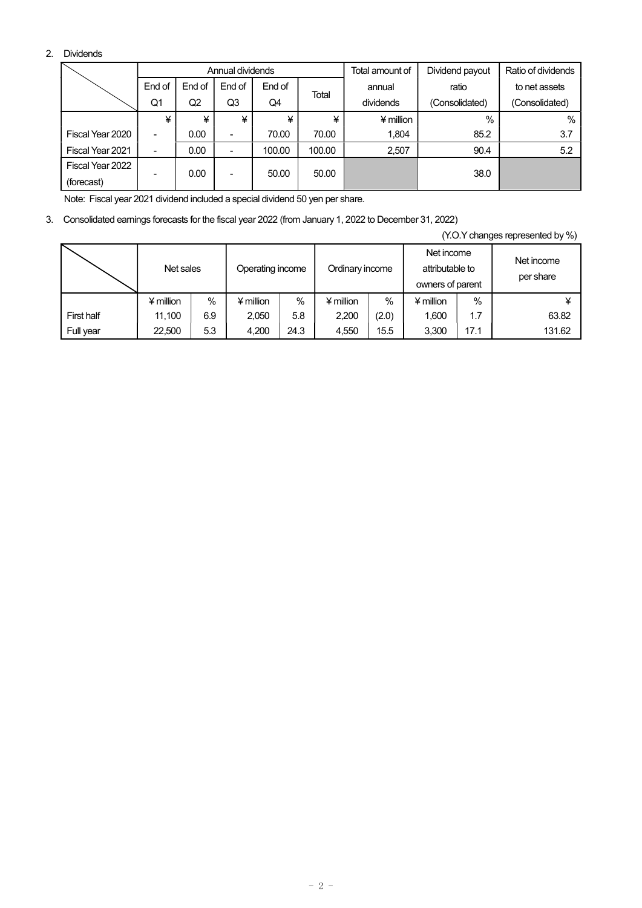2. Dividends

| | Annual dividends | | | | | Total amount of annual dividends | Dividend payout ratio (Consolidated) | Ratio of dividends to net assets (Consolidated) |
|---|---|---|---|---|---|---|---|---|
| | End of Q1 | End of Q2 | End of Q3 | End of Q4 | Total | | | |
| | ¥ | ¥ | ¥ | ¥ | ¥ | ¥ million | % | % |
| Fiscal Year 2020 | - | 0.00 | - | 70.00 | 70.00 | 1,804 | 85.2 | 3.7 |
| Fiscal Year 2021 | - | 0.00 | - | 100.00 | 100.00 | 2,507 | 90.4 | 5.2 |
| Fiscal Year 2022 (forecast) | - | 0.00 | - | 50.00 | 50.00 | | 38.0 | |

Note: Fiscal year 2021 dividend included a special dividend 50 yen per share.

3. Consolidated earnings forecasts for the fiscal year 2022 (from January 1, 2022 to December 31, 2022)

(Y.O.Y changes represented by %)

| | Net sales | | Operating income | | Ordinary income | | Net income attributable to owners of parent | | Net income per share |
|---|---|---|---|---|---|---|---|---|---|
| | ¥ million | % | ¥ million | % | ¥ million | % | ¥ million | % | ¥ |
| First half | 11,100 | 6.9 | 2,050 | 5.8 | 2,200 | (2.0) | 1,600 | 1.7 | 63.82 |
| Full year | 22,500 | 5.3 | 4,200 | 24.3 | 4,550 | 15.5 | 3,300 | 17.1 | 131.62 |